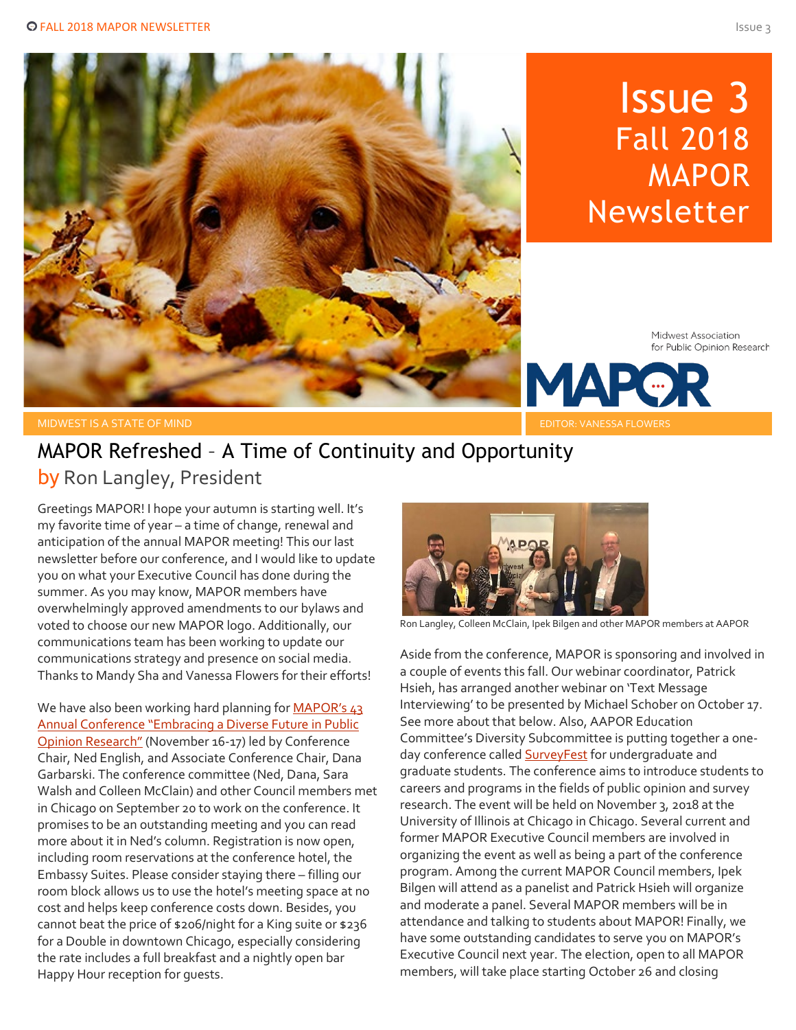# Issue 3 Fall 2018 MAPOR Newsletter

Midwest Association for Public Opinion Research

MAPOR

MIDWEST IS A STATE OF MIND

EDITOR: VANESSA FLOWERS

## MAPOR Refreshed – A Time of Continuity and Opportunity

### by Ron Langley, President

Greetings MAPOR! I hope your autumn is starting well. It's my favorite time of year – a time of change, renewal and anticipation of the annual MAPOR meeting! This our last newsletter before our conference, and I would like to update you on what your Executive Council has done during the summer. As you may know, MAPOR members have overwhelmingly approved amendments to our bylaws and voted to choose our new MAPOR logo. Additionally, our communications team has been working to update our communications strategy and presence on social media. Thanks to Mandy Sha and Vanessa Flowers for their efforts!

We have also been working hard planning for MAPOR's 43 Annual Conference "Embracing a Diverse Future in Public Opinion Research" (November 16-17) led by Conference Chair, Ned English, and Associate Conference Chair, Dana Garbarski. The conference committee (Ned, Dana, Sara Walsh and Colleen McClain) and other Council members met in Chicago on September 20 to work on the conference. It promises to be an outstanding meeting and you can read more about it in Ned's column. Registration is now open, including room reservations at the conference hotel, the Embassy Suites. Please consider staying there – filling our room block allows us to use the hotel's meeting space at no cost and helps keep conference costs down. Besides, you cannot beat the price of $206/night for a King suite or $236 for a Double in downtown Chicago, especially considering the rate includes a full breakfast and a nightly open bar Happy Hour reception for guests.

Ron Langley, Colleen McClain, Ipek Bilgen and other MAPOR members at AAPOR

Aside from the conference, MAPOR is sponsoring and involved in a couple of events this fall. Our webinar coordinator, Patrick Hsieh, has arranged another webinar on 'Text Message Interviewing' to be presented by Michael Schober on October 17. See more about that below. Also, AAPOR Education Committee's Diversity Subcommittee is putting together a one-day conference called SurveyFest for undergraduate and graduate students. The conference aims to introduce students to careers and programs in the fields of public opinion and survey research. The event will be held on November 3, 2018 at the University of Illinois at Chicago in Chicago. Several current and former MAPOR Executive Council members are involved in organizing the event as well as being a part of the conference program. Among the current MAPOR Council members, Ipek Bilgen will attend as a panelist and Patrick Hsieh will organize and moderate a panel. Several MAPOR members will be in attendance and talking to students about MAPOR! Finally, we have some outstanding candidates to serve you on MAPOR's Executive Council next year. The election, open to all MAPOR members, will take place starting October 26 and closing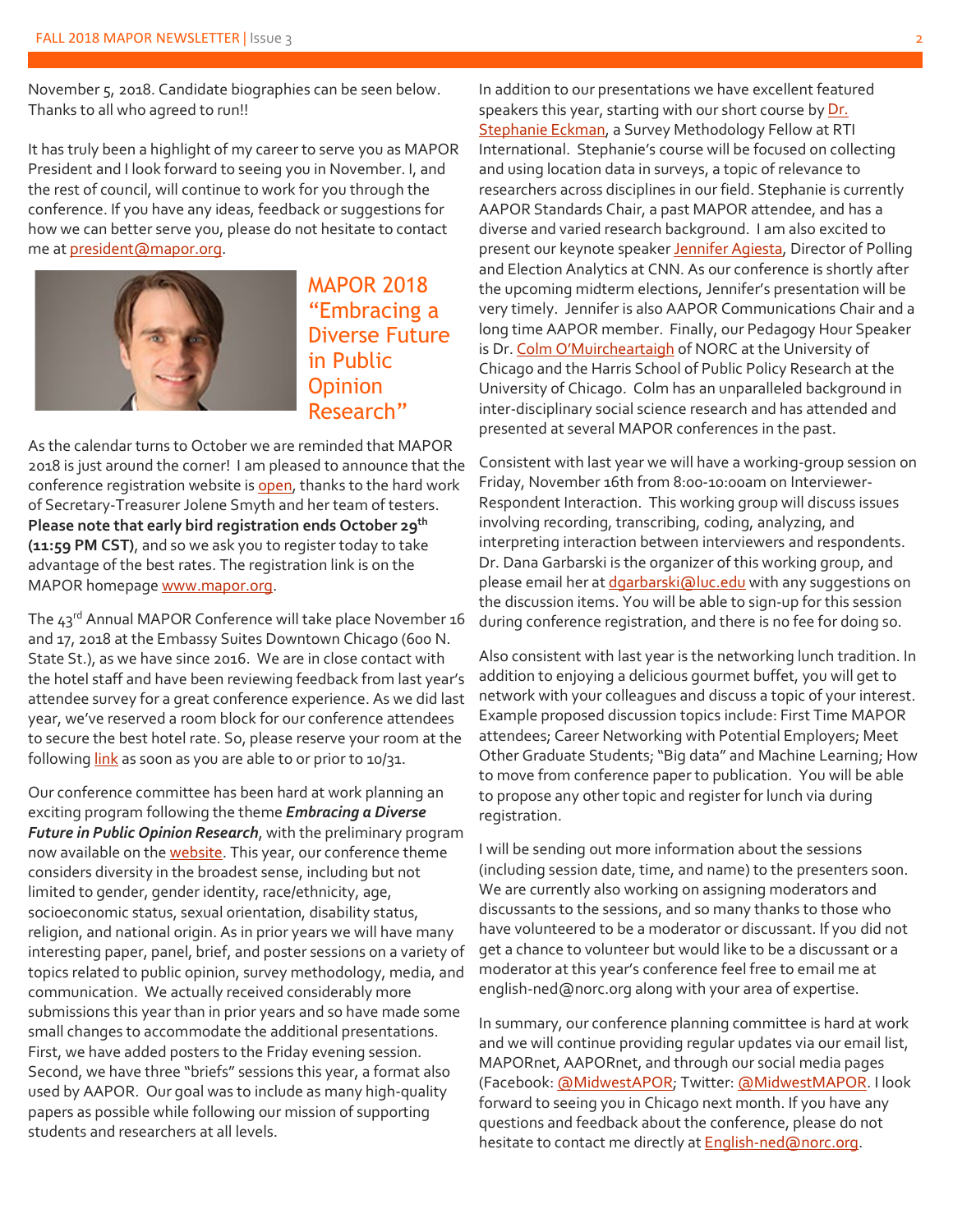November 5, 2018. Candidate biographies can be seen below. Thanks to all who agreed to run!!

It has truly been a highlight of my career to serve you as MAPOR President and I look forward to seeing you in November. I, and the rest of council, will continue to work for you through the conference. If you have any ideas, feedback or suggestions for how we can better serve you, please do not hesitate to contact me at president@mapor.org.

## MAPOR 2018 "Embracing a Diverse Future in Public Opinion Research"

As the calendar turns to October we are reminded that MAPOR 2018 is just around the corner! I am pleased to announce that the conference registration website is open, thanks to the hard work of Secretary-Treasurer Jolene Smyth and her team of testers. **Please note that early bird registration ends October 29th (11:59 PM CST)**, and so we ask you to register today to take advantage of the best rates. The registration link is on the MAPOR homepage www.mapor.org.

The 43rd Annual MAPOR Conference will take place November 16 and 17, 2018 at the Embassy Suites Downtown Chicago (600 N. State St.), as we have since 2016. We are in close contact with the hotel staff and have been reviewing feedback from last year's attendee survey for a great conference experience. As we did last year, we've reserved a room block for our conference attendees to secure the best hotel rate. So, please reserve your room at the following link as soon as you are able to or prior to 10/31.

Our conference committee has been hard at work planning an exciting program following the theme ***Embracing a Diverse Future in Public Opinion Research***, with the preliminary program now available on the website. This year, our conference theme considers diversity in the broadest sense, including but not limited to gender, gender identity, race/ethnicity, age, socioeconomic status, sexual orientation, disability status, religion, and national origin. As in prior years we will have many interesting paper, panel, brief, and poster sessions on a variety of topics related to public opinion, survey methodology, media, and communication. We actually received considerably more submissions this year than in prior years and so have made some small changes to accommodate the additional presentations. First, we have added posters to the Friday evening session. Second, we have three "briefs" sessions this year, a format also used by AAPOR. Our goal was to include as many high-quality papers as possible while following our mission of supporting students and researchers at all levels.

In addition to our presentations we have excellent featured speakers this year, starting with our short course by Dr. Stephanie Eckman, a Survey Methodology Fellow at RTI International. Stephanie's course will be focused on collecting and using location data in surveys, a topic of relevance to researchers across disciplines in our field. Stephanie is currently AAPOR Standards Chair, a past MAPOR attendee, and has a diverse and varied research background. I am also excited to present our keynote speaker Jennifer Agiesta, Director of Polling and Election Analytics at CNN. As our conference is shortly after the upcoming midterm elections, Jennifer's presentation will be very timely. Jennifer is also AAPOR Communications Chair and a long time AAPOR member. Finally, our Pedagogy Hour Speaker is Dr. Colm O'Muircheartaigh of NORC at the University of Chicago and the Harris School of Public Policy Research at the University of Chicago. Colm has an unparalleled background in inter-disciplinary social science research and has attended and presented at several MAPOR conferences in the past.

Consistent with last year we will have a working-group session on Friday, November 16th from 8:00-10:00am on Interviewer-Respondent Interaction. This working group will discuss issues involving recording, transcribing, coding, analyzing, and interpreting interaction between interviewers and respondents. Dr. Dana Garbarski is the organizer of this working group, and please email her at dgarbarski@luc.edu with any suggestions on the discussion items. You will be able to sign-up for this session during conference registration, and there is no fee for doing so.

Also consistent with last year is the networking lunch tradition. In addition to enjoying a delicious gourmet buffet, you will get to network with your colleagues and discuss a topic of your interest. Example proposed discussion topics include: First Time MAPOR attendees; Career Networking with Potential Employers; Meet Other Graduate Students; "Big data" and Machine Learning; How to move from conference paper to publication. You will be able to propose any other topic and register for lunch via during registration.

I will be sending out more information about the sessions (including session date, time, and name) to the presenters soon. We are currently also working on assigning moderators and discussants to the sessions, and so many thanks to those who have volunteered to be a moderator or discussant. If you did not get a chance to volunteer but would like to be a discussant or a moderator at this year's conference feel free to email me at english-ned@norc.org along with your area of expertise.

In summary, our conference planning committee is hard at work and we will continue providing regular updates via our email list, MAPORnet, AAPORnet, and through our social media pages (Facebook: @MidwestAPOR; Twitter: @MidwestMAPOR. I look forward to seeing you in Chicago next month. If you have any questions and feedback about the conference, please do not hesitate to contact me directly at English-ned@norc.org.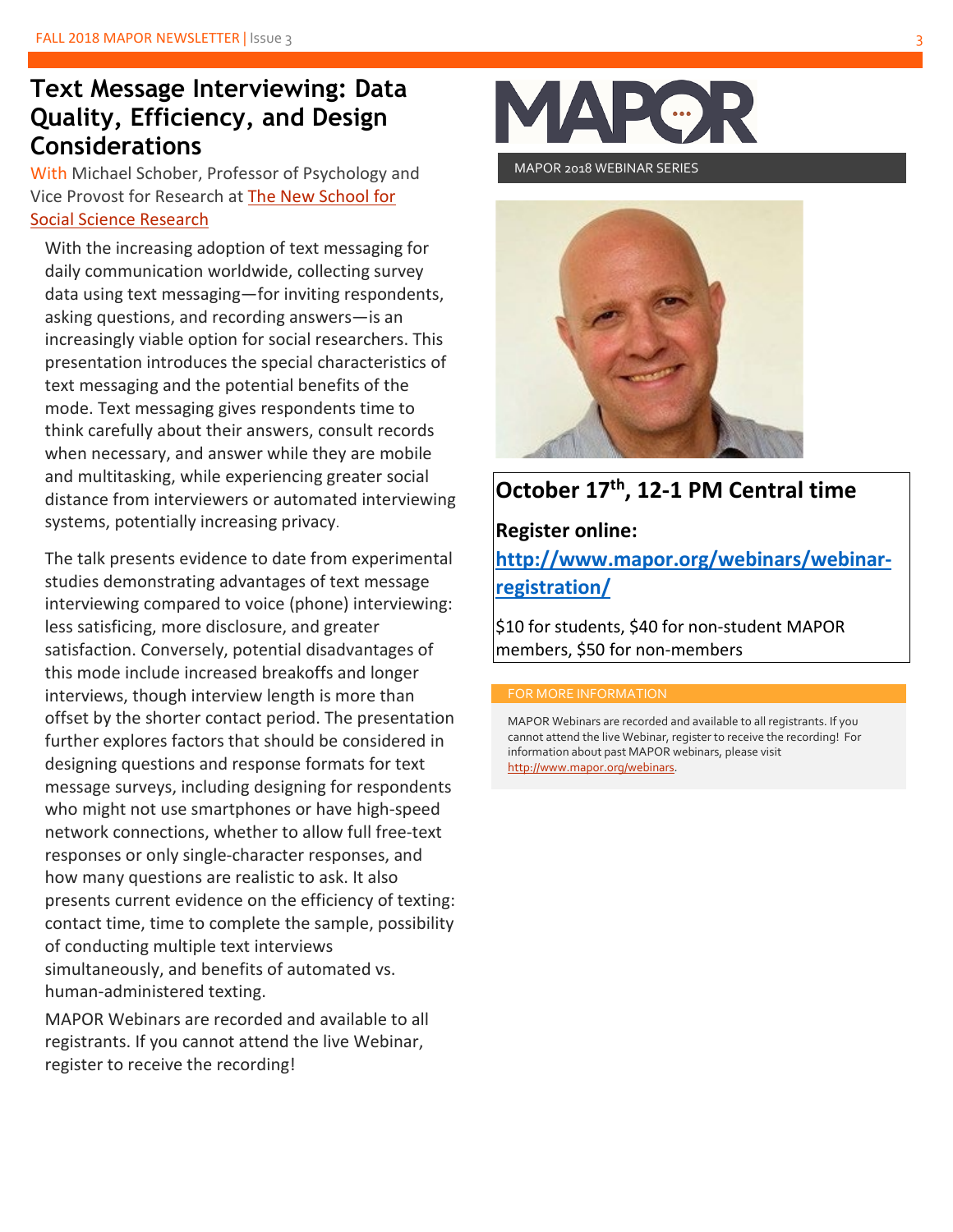# Text Message Interviewing: Data Quality, Efficiency, and Design Considerations

With Michael Schober, Professor of Psychology and Vice Provost for Research at The New School for Social Science Research

With the increasing adoption of text messaging for daily communication worldwide, collecting survey data using text messaging—for inviting respondents, asking questions, and recording answers—is an increasingly viable option for social researchers. This presentation introduces the special characteristics of text messaging and the potential benefits of the mode. Text messaging gives respondents time to think carefully about their answers, consult records when necessary, and answer while they are mobile and multitasking, while experiencing greater social distance from interviewers or automated interviewing systems, potentially increasing privacy.

The talk presents evidence to date from experimental studies demonstrating advantages of text message interviewing compared to voice (phone) interviewing: less satisficing, more disclosure, and greater satisfaction. Conversely, potential disadvantages of this mode include increased breakoffs and longer interviews, though interview length is more than offset by the shorter contact period. The presentation further explores factors that should be considered in designing questions and response formats for text message surveys, including designing for respondents who might not use smartphones or have high-speed network connections, whether to allow full free-text responses or only single-character responses, and how many questions are realistic to ask. It also presents current evidence on the efficiency of texting: contact time, time to complete the sample, possibility of conducting multiple text interviews simultaneously, and benefits of automated vs. human-administered texting.

MAPOR Webinars are recorded and available to all registrants. If you cannot attend the live Webinar, register to receive the recording!

MAPOR

MAPOR 2018 WEBINAR SERIES

**October 17th, 12-1 PM Central time**

**Register online:**

**http://www.mapor.org/webinars/webinar-registration/**

$10 for students, $40 for non-student MAPOR members, $50 for non-members

FOR MORE INFORMATION

MAPOR Webinars are recorded and available to all registrants. If you cannot attend the live Webinar, register to receive the recording! For information about past MAPOR webinars, please visit http://www.mapor.org/webinars.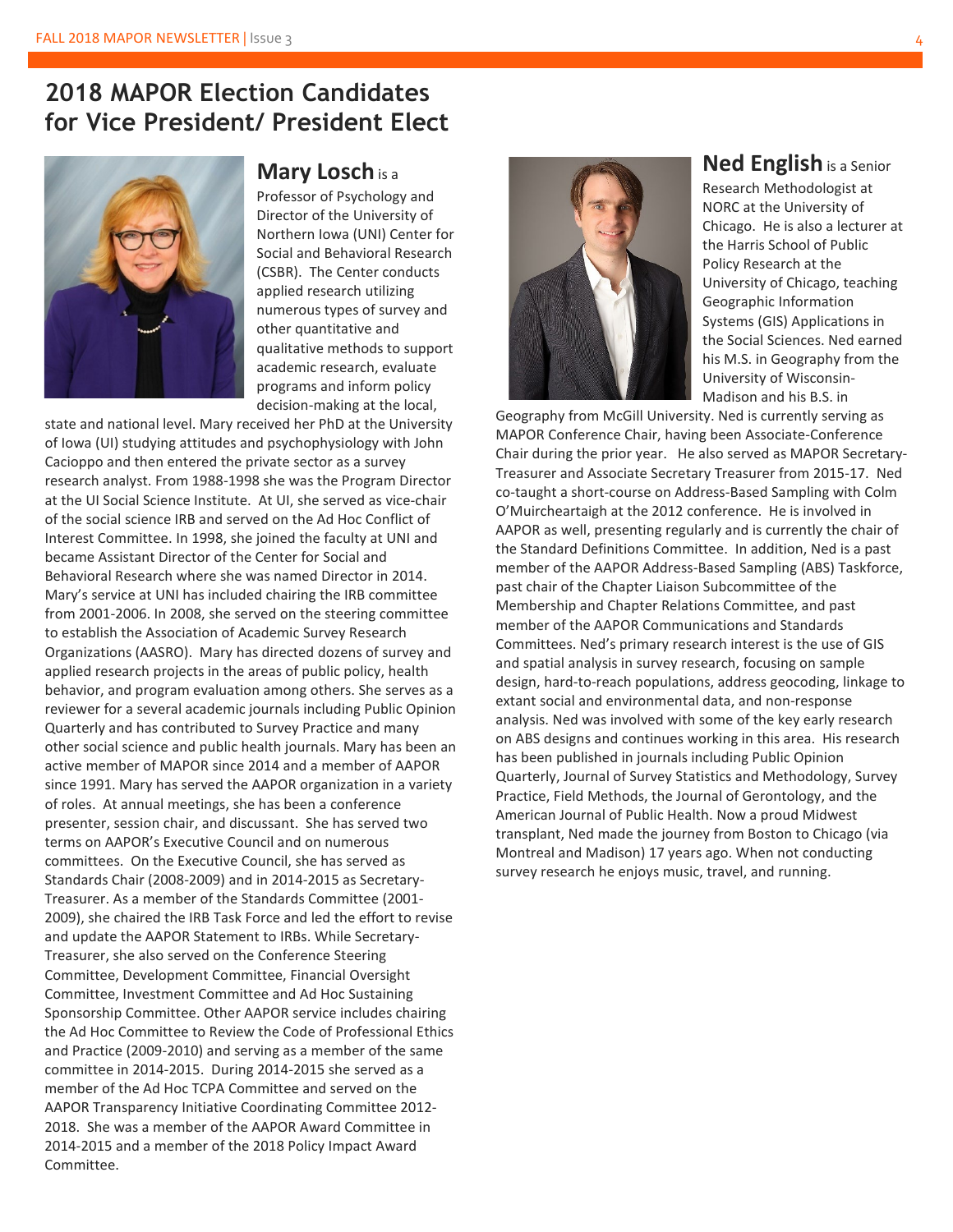# 2018 MAPOR Election Candidates for Vice President/ President Elect

**Mary Losch** is a Professor of Psychology and Director of the University of Northern Iowa (UNI) Center for Social and Behavioral Research (CSBR). The Center conducts applied research utilizing numerous types of survey and other quantitative and qualitative methods to support academic research, evaluate programs and inform policy decision-making at the local, state and national level. Mary received her PhD at the University of Iowa (UI) studying attitudes and psychophysiology with John Cacioppo and then entered the private sector as a survey research analyst. From 1988-1998 she was the Program Director at the UI Social Science Institute. At UI, she served as vice-chair of the social science IRB and served on the Ad Hoc Conflict of Interest Committee. In 1998, she joined the faculty at UNI and became Assistant Director of the Center for Social and Behavioral Research where she was named Director in 2014. Mary's service at UNI has included chairing the IRB committee from 2001-2006. In 2008, she served on the steering committee to establish the Association of Academic Survey Research Organizations (AASRO). Mary has directed dozens of survey and applied research projects in the areas of public policy, health behavior, and program evaluation among others. She serves as a reviewer for a several academic journals including Public Opinion Quarterly and has contributed to Survey Practice and many other social science and public health journals. Mary has been an active member of MAPOR since 2014 and a member of AAPOR since 1991. Mary has served the AAPOR organization in a variety of roles. At annual meetings, she has been a conference presenter, session chair, and discussant. She has served two terms on AAPOR's Executive Council and on numerous committees. On the Executive Council, she has served as Standards Chair (2008-2009) and in 2014-2015 as Secretary-Treasurer. As a member of the Standards Committee (2001-2009), she chaired the IRB Task Force and led the effort to revise and update the AAPOR Statement to IRBs. While Secretary-Treasurer, she also served on the Conference Steering Committee, Development Committee, Financial Oversight Committee, Investment Committee and Ad Hoc Sustaining Sponsorship Committee. Other AAPOR service includes chairing the Ad Hoc Committee to Review the Code of Professional Ethics and Practice (2009-2010) and serving as a member of the same committee in 2014-2015. During 2014-2015 she served as a member of the Ad Hoc TCPA Committee and served on the AAPOR Transparency Initiative Coordinating Committee 2012-2018. She was a member of the AAPOR Award Committee in 2014-2015 and a member of the 2018 Policy Impact Award Committee.

**Ned English** is a Senior Research Methodologist at NORC at the University of Chicago. He is also a lecturer at the Harris School of Public Policy Research at the University of Chicago, teaching Geographic Information Systems (GIS) Applications in the Social Sciences. Ned earned his M.S. in Geography from the University of Wisconsin-Madison and his B.S. in Geography from McGill University. Ned is currently serving as MAPOR Conference Chair, having been Associate-Conference Chair during the prior year. He also served as MAPOR Secretary-Treasurer and Associate Secretary Treasurer from 2015-17. Ned co-taught a short-course on Address-Based Sampling with Colm O'Muircheartaigh at the 2012 conference. He is involved in AAPOR as well, presenting regularly and is currently the chair of the Standard Definitions Committee. In addition, Ned is a past member of the AAPOR Address-Based Sampling (ABS) Taskforce, past chair of the Chapter Liaison Subcommittee of the Membership and Chapter Relations Committee, and past member of the AAPOR Communications and Standards Committees. Ned's primary research interest is the use of GIS and spatial analysis in survey research, focusing on sample design, hard-to-reach populations, address geocoding, linkage to extant social and environmental data, and non-response analysis. Ned was involved with some of the key early research on ABS designs and continues working in this area. His research has been published in journals including Public Opinion Quarterly, Journal of Survey Statistics and Methodology, Survey Practice, Field Methods, the Journal of Gerontology, and the American Journal of Public Health. Now a proud Midwest transplant, Ned made the journey from Boston to Chicago (via Montreal and Madison) 17 years ago. When not conducting survey research he enjoys music, travel, and running.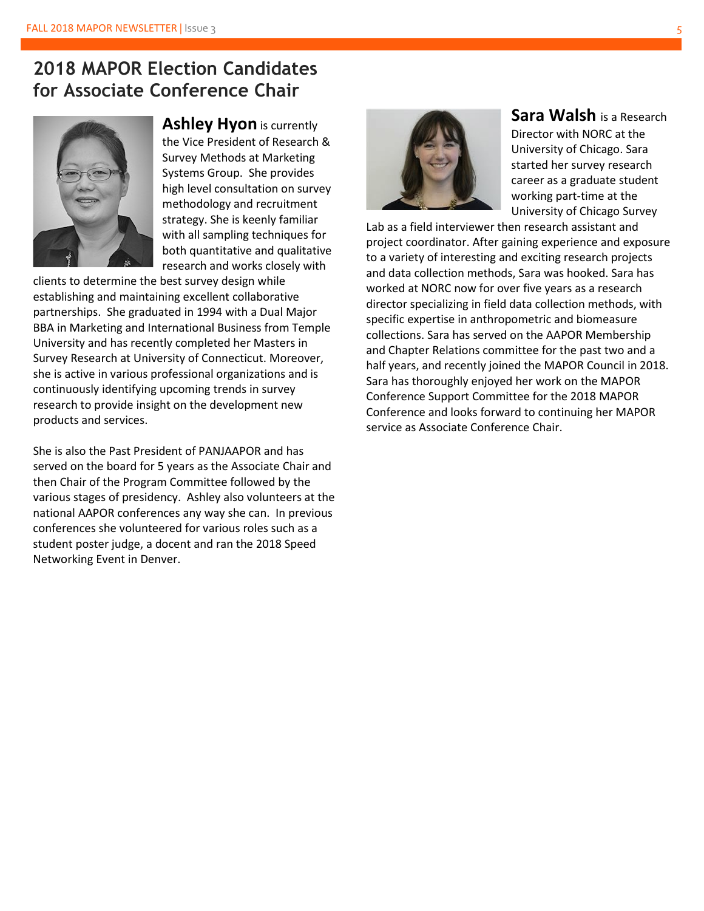## 2018 MAPOR Election Candidates for Associate Conference Chair

**Ashley Hyon** is currently the Vice President of Research & Survey Methods at Marketing Systems Group. She provides high level consultation on survey methodology and recruitment strategy. She is keenly familiar with all sampling techniques for both quantitative and qualitative research and works closely with clients to determine the best survey design while establishing and maintaining excellent collaborative partnerships. She graduated in 1994 with a Dual Major BBA in Marketing and International Business from Temple University and has recently completed her Masters in Survey Research at University of Connecticut. Moreover, she is active in various professional organizations and is continuously identifying upcoming trends in survey research to provide insight on the development new products and services.

She is also the Past President of PANJAAPOR and has served on the board for 5 years as the Associate Chair and then Chair of the Program Committee followed by the various stages of presidency. Ashley also volunteers at the national AAPOR conferences any way she can. In previous conferences she volunteered for various roles such as a student poster judge, a docent and ran the 2018 Speed Networking Event in Denver.

**Sara Walsh** is a Research Director with NORC at the University of Chicago. Sara started her survey research career as a graduate student working part-time at the University of Chicago Survey Lab as a field interviewer then research assistant and project coordinator. After gaining experience and exposure to a variety of interesting and exciting research projects and data collection methods, Sara was hooked. Sara has worked at NORC now for over five years as a research director specializing in field data collection methods, with specific expertise in anthropometric and biomeasure collections. Sara has served on the AAPOR Membership and Chapter Relations committee for the past two and a half years, and recently joined the MAPOR Council in 2018. Sara has thoroughly enjoyed her work on the MAPOR Conference Support Committee for the 2018 MAPOR Conference and looks forward to continuing her MAPOR service as Associate Conference Chair.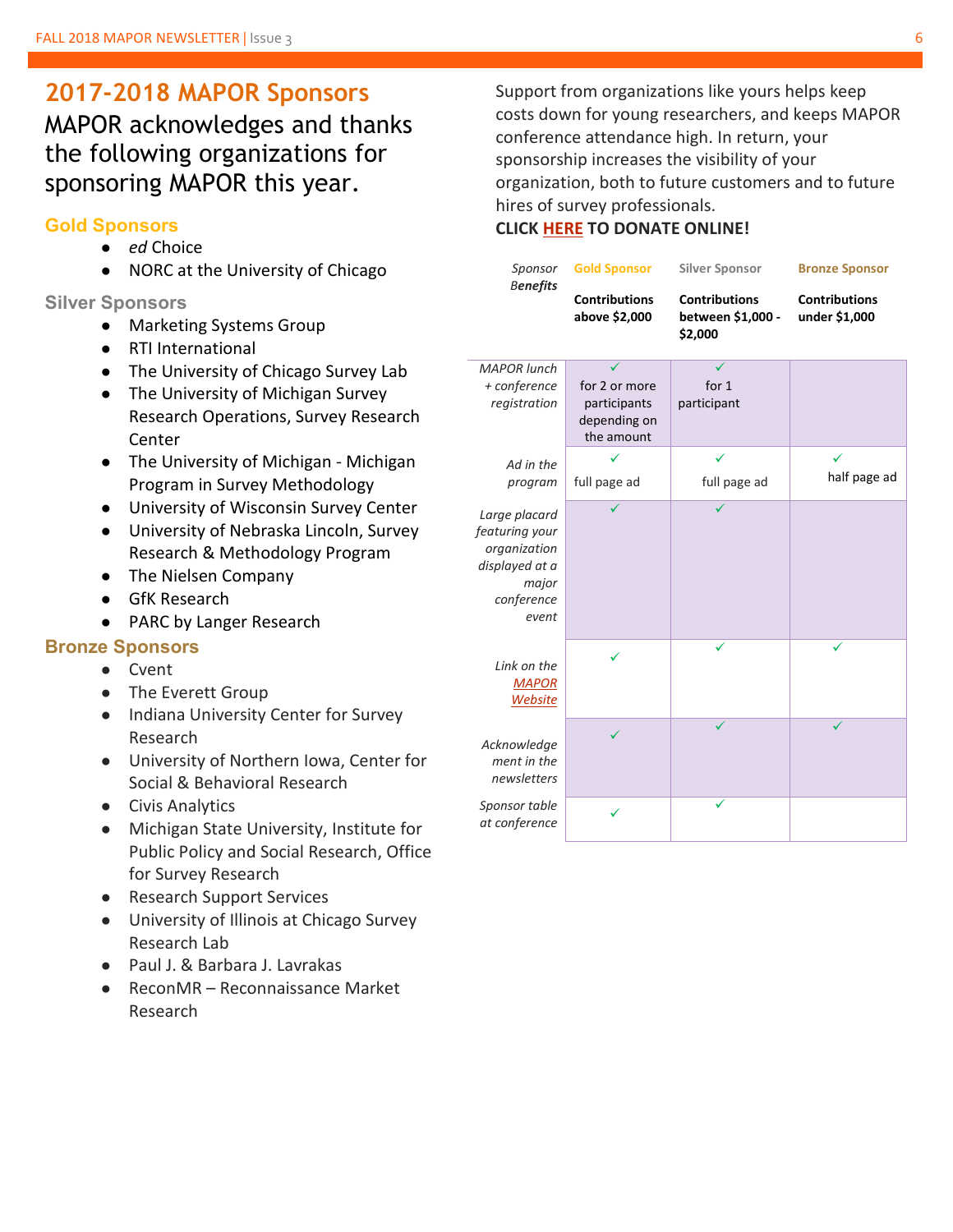## 2017-2018 MAPOR Sponsors

MAPOR acknowledges and thanks the following organizations for sponsoring MAPOR this year.

### Gold Sponsors

- *ed* Choice
- NORC at the University of Chicago

### Silver Sponsors

- Marketing Systems Group
- RTI International
- The University of Chicago Survey Lab
- The University of Michigan Survey Research Operations, Survey Research Center
- The University of Michigan - Michigan Program in Survey Methodology
- University of Wisconsin Survey Center
- University of Nebraska Lincoln, Survey Research & Methodology Program
- The Nielsen Company
- GfK Research
- PARC by Langer Research

### Bronze Sponsors

- Cvent
- The Everett Group
- Indiana University Center for Survey Research
- University of Northern Iowa, Center for Social & Behavioral Research
- Civis Analytics
- Michigan State University, Institute for Public Policy and Social Research, Office for Survey Research
- Research Support Services
- University of Illinois at Chicago Survey Research Lab
- Paul J. & Barbara J. Lavrakas
- ReconMR – Reconnaissance Market Research

Support from organizations like yours helps keep costs down for young researchers, and keeps MAPOR conference attendance high. In return, your sponsorship increases the visibility of your organization, both to future customers and to future hires of survey professionals.

**CLICK HERE TO DONATE ONLINE!**

| *Sponsor Benefits* | Gold Sponsor<br>**Contributions above $2,000** | Silver Sponsor<br>**Contributions between $1,000 - $2,000** | Bronze Sponsor<br>**Contributions under $1,000** |
|---|---|---|---|
| *MAPOR lunch + conference registration* | ✓ for 2 or more participants depending on the amount | ✓ for 1 participant | |
| *Ad in the program* | ✓ full page ad | ✓ full page ad | ✓ half page ad |
| *Large placard featuring your organization displayed at a major conference event* | ✓ | ✓ | |
| *Link on the MAPOR Website* | ✓ | ✓ | ✓ |
| *Acknowledgement in the newsletters* | ✓ | ✓ | ✓ |
| *Sponsor table at conference* | ✓ | ✓ | |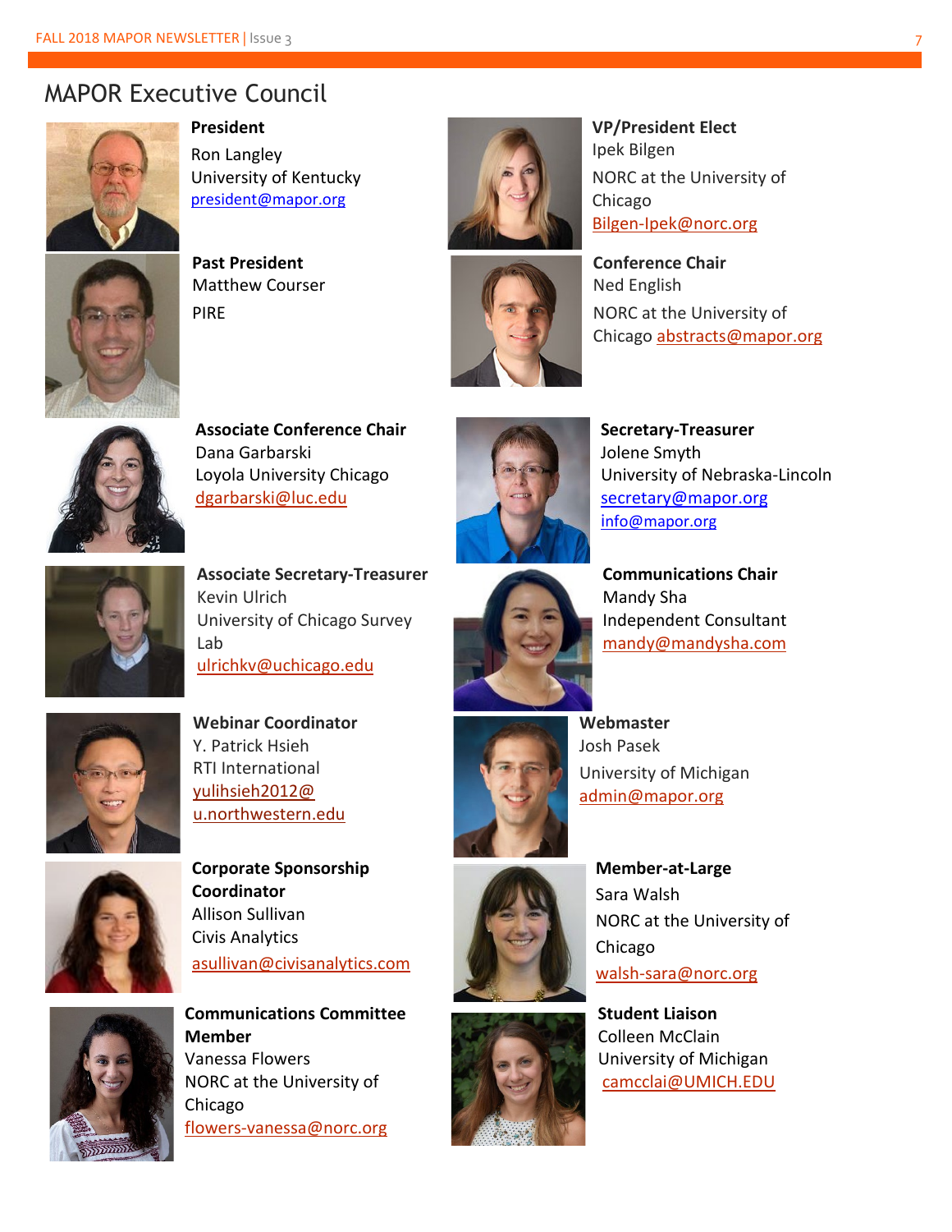## MAPOR Executive Council

**President**
Ron Langley
University of Kentucky
president@mapor.org

**Past President**
Matthew Courser
PIRE

**VP/President Elect**
Ipek Bilgen
NORC at the University of Chicago
Bilgen-Ipek@norc.org

**Conference Chair**
Ned English
NORC at the University of Chicago abstracts@mapor.org

**Associate Conference Chair**
Dana Garbarski
Loyola University Chicago
dgarbarski@luc.edu

**Secretary-Treasurer**
Jolene Smyth
University of Nebraska-Lincoln
secretary@mapor.org
info@mapor.org

**Associate Secretary-Treasurer**
Kevin Ulrich
University of Chicago Survey Lab
ulrichkv@uchicago.edu

**Communications Chair**
Mandy Sha
Independent Consultant
mandy@mandysha.com

**Webinar Coordinator**
Y. Patrick Hsieh
RTI International
yulihsieh2012@u.northwestern.edu

**Webmaster**
Josh Pasek
University of Michigan
admin@mapor.org

**Corporate Sponsorship Coordinator**
Allison Sullivan
Civis Analytics
asullivan@civisanalytics.com

**Member-at-Large**
Sara Walsh
NORC at the University of Chicago
walsh-sara@norc.org

**Communications Committee Member**
Vanessa Flowers
NORC at the University of Chicago
flowers-vanessa@norc.org

**Student Liaison**
Colleen McClain
University of Michigan
camcclai@UMICH.EDU